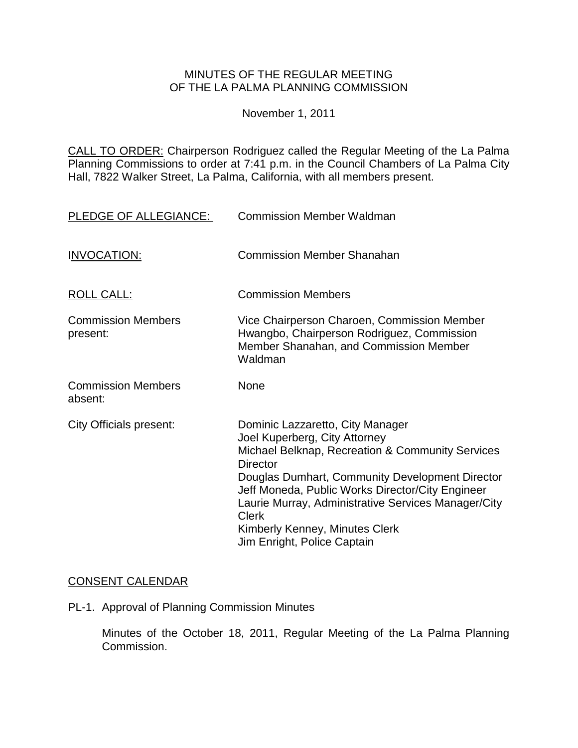MINUTES OF THE REGULAR MEETING
OF THE LA PALMA PLANNING COMMISSION

November 1, 2011

CALL TO ORDER: Chairperson Rodriguez called the Regular Meeting of the La Palma Planning Commissions to order at 7:41 p.m. in the Council Chambers of La Palma City Hall, 7822 Walker Street, La Palma, California, with all members present.

PLEDGE OF ALLEGIANCE: Commission Member Waldman

INVOCATION: Commission Member Shanahan

ROLL CALL: Commission Members

Commission Members present: Vice Chairperson Charoen, Commission Member Hwangbo, Chairperson Rodriguez, Commission Member Shanahan, and Commission Member Waldman

Commission Members absent: None

City Officials present:
Dominic Lazzaretto, City Manager
Joel Kuperberg, City Attorney
Michael Belknap, Recreation & Community Services Director
Douglas Dumhart, Community Development Director
Jeff Moneda, Public Works Director/City Engineer
Laurie Murray, Administrative Services Manager/City Clerk
Kimberly Kenney, Minutes Clerk
Jim Enright, Police Captain

CONSENT CALENDAR

PL-1. Approval of Planning Commission Minutes

Minutes of the October 18, 2011, Regular Meeting of the La Palma Planning Commission.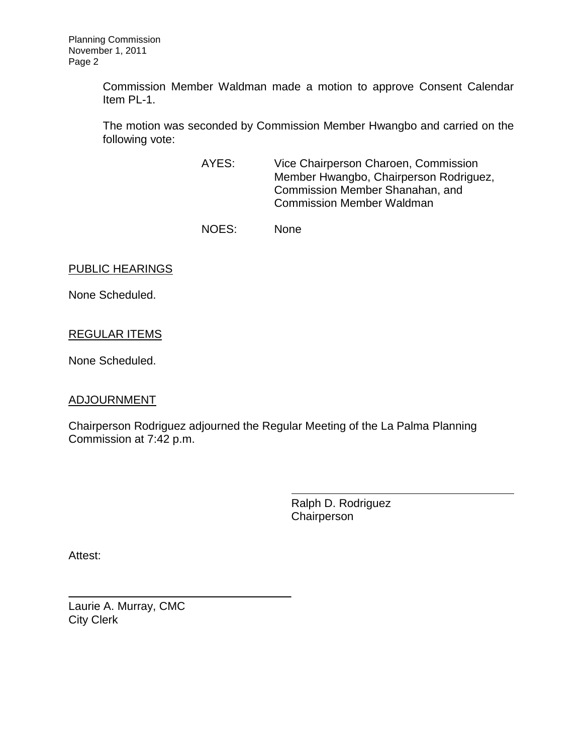Commission Member Waldman made a motion to approve Consent Calendar Item PL-1.

The motion was seconded by Commission Member Hwangbo and carried on the following vote:

AYES: Vice Chairperson Charoen, Commission Member Hwangbo, Chairperson Rodriguez, Commission Member Shanahan, and Commission Member Waldman

NOES: None

PUBLIC HEARINGS

None Scheduled.

REGULAR ITEMS

None Scheduled.

ADJOURNMENT

Chairperson Rodriguez adjourned the Regular Meeting of the La Palma Planning Commission at 7:42 p.m.

Ralph D. Rodriguez
Chairperson

Attest:

Laurie A. Murray, CMC
City Clerk